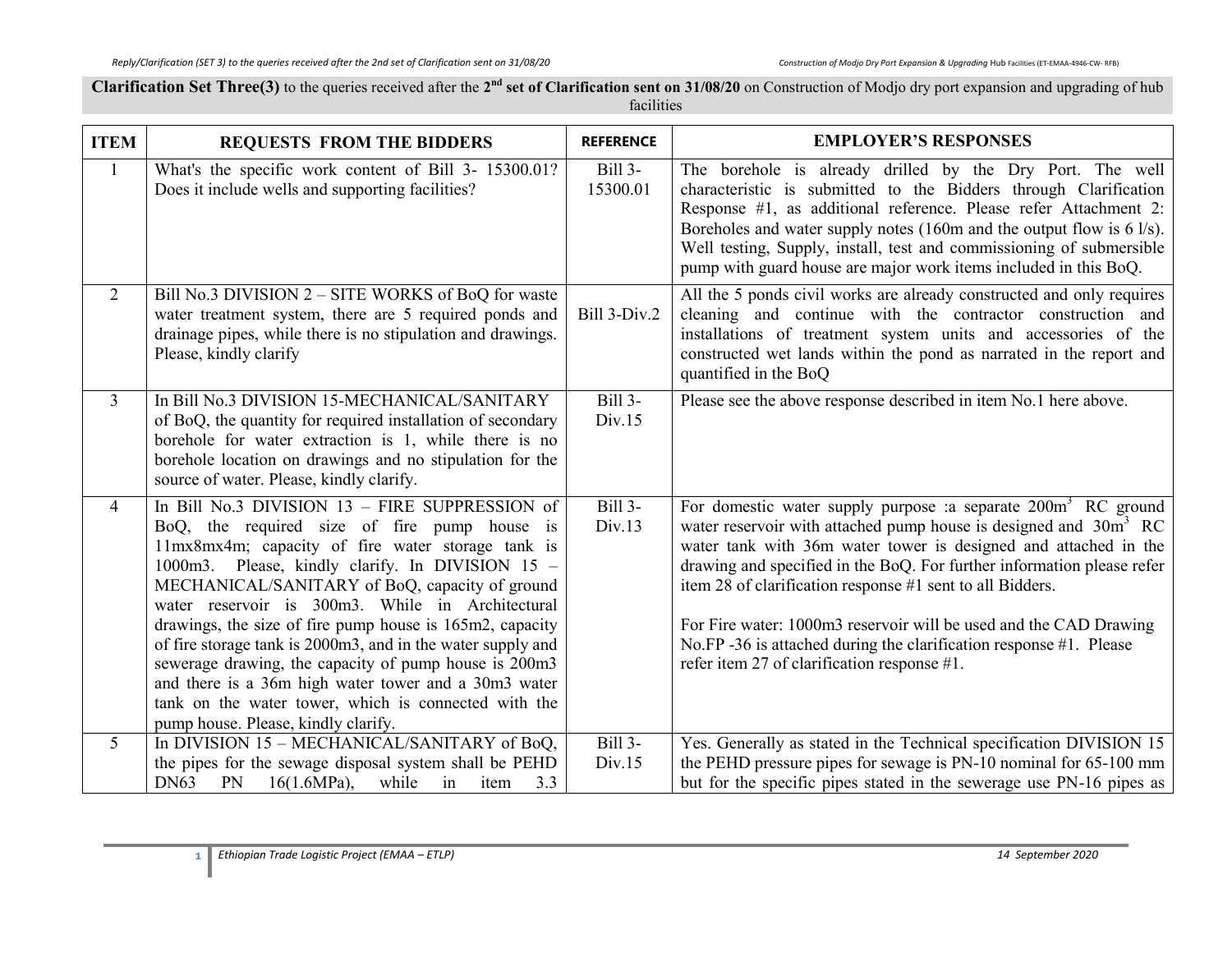**Clarification Set Three(3)** to the queries received after the **2nd set of Clarification sent on 31/08/20** on Construction of Modjo dry port expansion and upgrading of hub facilities

| ITEM | REQUESTS FROM THE BIDDERS | REFERENCE | EMPLOYER'S RESPONSES |
|---|---|---|---|
| 1 | What's the specific work content of Bill 3- 15300.01? Does it include wells and supporting facilities? | Bill 3-15300.01 | The borehole is already drilled by the Dry Port. The well characteristic is submitted to the Bidders through Clarification Response #1, as additional reference. Please refer Attachment 2: Boreholes and water supply notes (160m and the output flow is 6 l/s). Well testing, Supply, install, test and commissioning of submersible pump with guard house are major work items included in this BoQ. |
| 2 | Bill No.3 DIVISION 2 – SITE WORKS of BoQ for waste water treatment system, there are 5 required ponds and drainage pipes, while there is no stipulation and drawings. Please, kindly clarify | Bill 3-Div.2 | All the 5 ponds civil works are already constructed and only requires cleaning and continue with the contractor construction and installations of treatment system units and accessories of the constructed wet lands within the pond as narrated in the report and quantified in the BoQ |
| 3 | In Bill No.3 DIVISION 15-MECHANICAL/SANITARY of BoQ, the quantity for required installation of secondary borehole for water extraction is 1, while there is no borehole location on drawings and no stipulation for the source of water. Please, kindly clarify. | Bill 3-Div.15 | Please see the above response described in item No.1 here above. |
| 4 | In Bill No.3 DIVISION 13 – FIRE SUPPRESSION of BoQ, the required size of fire pump house is 11mx8mx4m; capacity of fire water storage tank is 1000m3. Please, kindly clarify. In DIVISION 15 – MECHANICAL/SANITARY of BoQ, capacity of ground water reservoir is 300m3. While in Architectural drawings, the size of fire pump house is 165m2, capacity of fire storage tank is 2000m3, and in the water supply and sewerage drawing, the capacity of pump house is 200m3 and there is a 36m high water tower and a 30m3 water tank on the water tower, which is connected with the pump house. Please, kindly clarify. | Bill 3-Div.13 | For domestic water supply purpose :a separate 200m$^3$ RC ground water reservoir with attached pump house is designed and 30m$^3$ RC water tank with 36m water tower is designed and attached in the drawing and specified in the BoQ. For further information please refer item 28 of clarification response #1 sent to all Bidders.<br><br>For Fire water: 1000m3 reservoir will be used and the CAD Drawing No.FP -36 is attached during the clarification response #1. Please refer item 27 of clarification response #1. |
| 5 | In DIVISION 15 – MECHANICAL/SANITARY of BoQ, the pipes for the sewage disposal system shall be PEHD DN63 PN 16(1.6MPa), while in item 3.3 | Bill 3-Div.15 | Yes. Generally as stated in the Technical specification DIVISION 15 the PEHD pressure pipes for sewage is PN-10 nominal for 65-100 mm but for the specific pipes stated in the sewerage use PN-16 pipes as |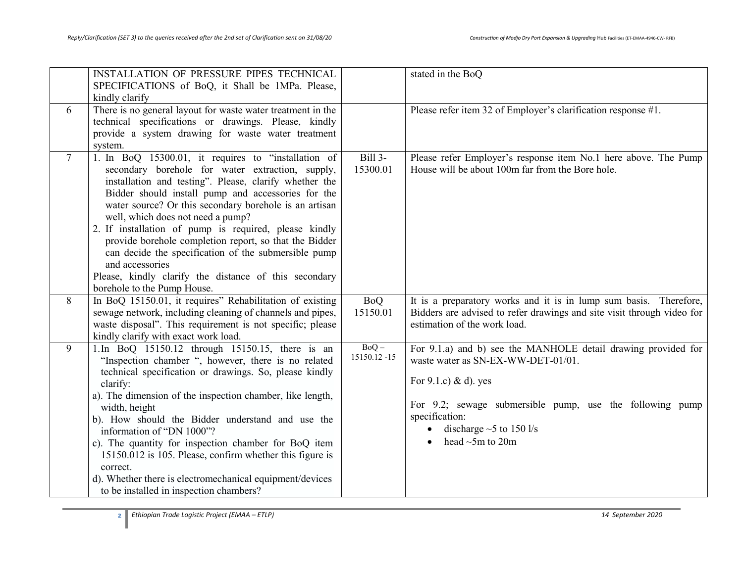| | | | |
|---|---|---|---|
| | INSTALLATION OF PRESSURE PIPES TECHNICAL SPECIFICATIONS of BoQ, it Shall be 1MPa. Please, kindly clarify | | stated in the BoQ |
| 6 | There is no general layout for waste water treatment in the technical specifications or drawings. Please, kindly provide a system drawing for waste water treatment system. | | Please refer item 32 of Employer's clarification response #1. |
| 7 | 1. In BoQ 15300.01, it requires to "installation of secondary borehole for water extraction, supply, installation and testing". Please, clarify whether the Bidder should install pump and accessories for the water source? Or this secondary borehole is an artisan well, which does not need a pump?<br>2. If installation of pump is required, please kindly provide borehole completion report, so that the Bidder can decide the specification of the submersible pump and accessories<br>Please, kindly clarify the distance of this secondary borehole to the Pump House. | Bill 3-15300.01 | Please refer Employer's response item No.1 here above. The Pump House will be about 100m far from the Bore hole. |
| 8 | In BoQ 15150.01, it requires" Rehabilitation of existing sewage network, including cleaning of channels and pipes, waste disposal". This requirement is not specific; please kindly clarify with exact work load. | BoQ 15150.01 | It is a preparatory works and it is in lump sum basis. Therefore, Bidders are advised to refer drawings and site visit through video for estimation of the work load. |
| 9 | 1.In BoQ 15150.12 through 15150.15, there is an "Inspection chamber ", however, there is no related technical specification or drawings. So, please kindly clarify:<br>a). The dimension of the inspection chamber, like length, width, height<br>b). How should the Bidder understand and use the information of "DN 1000"?<br>c). The quantity for inspection chamber for BoQ item 15150.012 is 105. Please, confirm whether this figure is correct.<br>d). Whether there is electromechanical equipment/devices to be installed in inspection chambers? | BoQ – 15150.12 -15 | For 9.1.a) and b) see the MANHOLE detail drawing provided for waste water as SN-EX-WW-DET-01/01.<br><br>For 9.1.c) & d). yes<br><br>For 9.2; sewage submersible pump, use the following pump specification:<br>• discharge ~5 to 150 l/s<br>• head ~5m to 20m |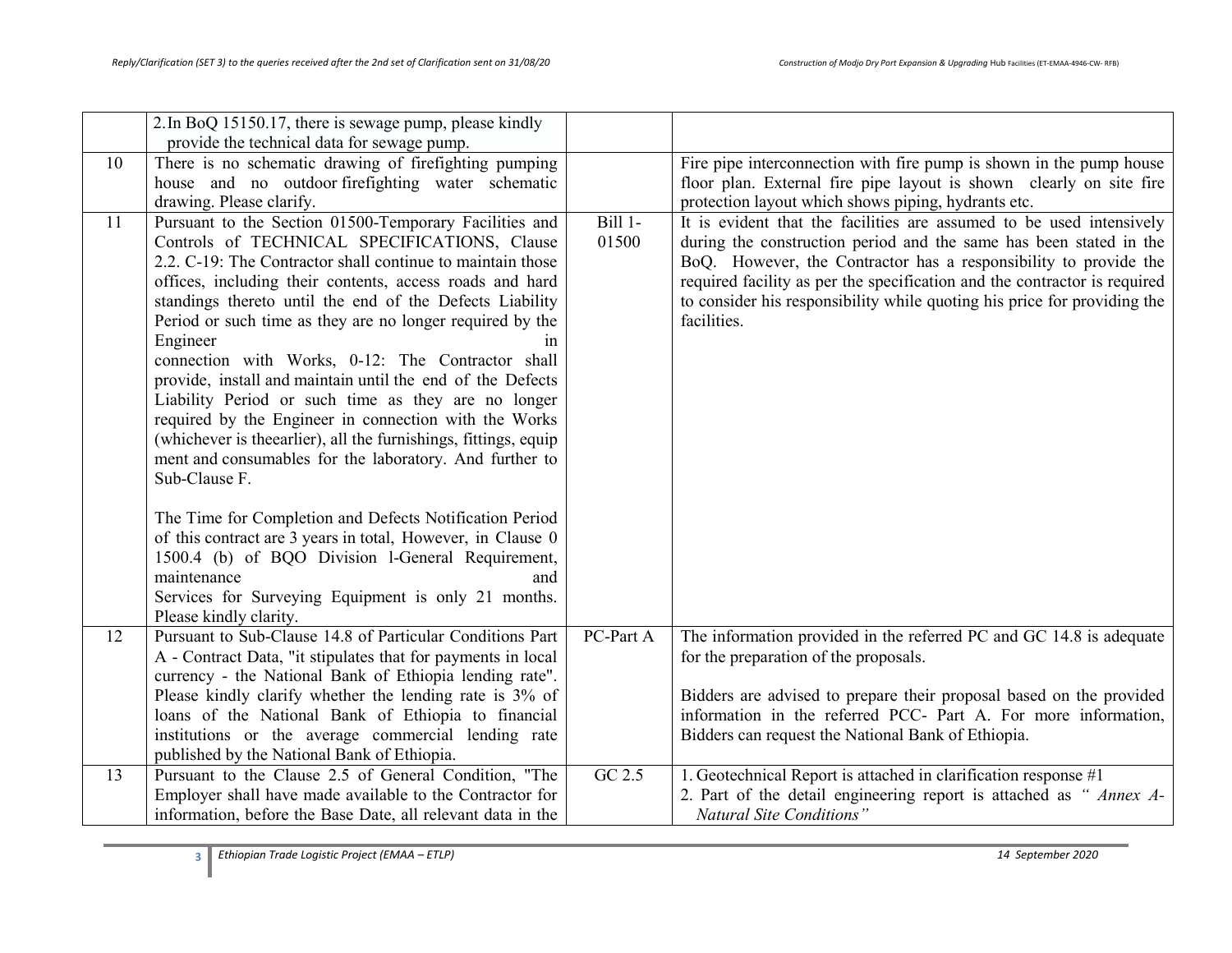| | | | |
|---|---|---|---|
| | 2. In BoQ 15150.17, there is sewage pump, please kindly provide the technical data for sewage pump. | | |
| 10 | There is no schematic drawing of firefighting pumping house and no outdoor firefighting water schematic drawing. Please clarify. | | Fire pipe interconnection with fire pump is shown in the pump house floor plan. External fire pipe layout is shown clearly on site fire protection layout which shows piping, hydrants etc. |
| 11 | Pursuant to the Section 01500-Temporary Facilities and Controls of TECHNICAL SPECIFICATIONS, Clause 2.2. C-19: The Contractor shall continue to maintain those offices, including their contents, access roads and hard standings thereto until the end of the Defects Liability Period or such time as they are no longer required by the Engineer in connection with Works, 0-12: The Contractor shall provide, install and maintain until the end of the Defects Liability Period or such time as they are no longer required by the Engineer in connection with the Works (whichever is theearlier), all the furnishings, fittings, equip ment and consumables for the laboratory. And further to Sub-Clause F.<br><br>The Time for Completion and Defects Notification Period of this contract are 3 years in total, However, in Clause 0 1500.4 (b) of BQO Division l-General Requirement, maintenance and Services for Surveying Equipment is only 21 months. Please kindly clarity. | Bill 1-01500 | It is evident that the facilities are assumed to be used intensively during the construction period and the same has been stated in the BoQ. However, the Contractor has a responsibility to provide the required facility as per the specification and the contractor is required to consider his responsibility while quoting his price for providing the facilities. |
| 12 | Pursuant to Sub-Clause 14.8 of Particular Conditions Part A - Contract Data, "it stipulates that for payments in local currency - the National Bank of Ethiopia lending rate". Please kindly clarify whether the lending rate is 3% of loans of the National Bank of Ethiopia to financial institutions or the average commercial lending rate published by the National Bank of Ethiopia. | PC-Part A | The information provided in the referred PC and GC 14.8 is adequate for the preparation of the proposals.<br><br>Bidders are advised to prepare their proposal based on the provided information in the referred PCC- Part A. For more information, Bidders can request the National Bank of Ethiopia. |
| 13 | Pursuant to the Clause 2.5 of General Condition, "The Employer shall have made available to the Contractor for information, before the Base Date, all relevant data in the | GC 2.5 | 1. Geotechnical Report is attached in clarification response #1<br>2. Part of the detail engineering report is attached as *" Annex A- Natural Site Conditions"* |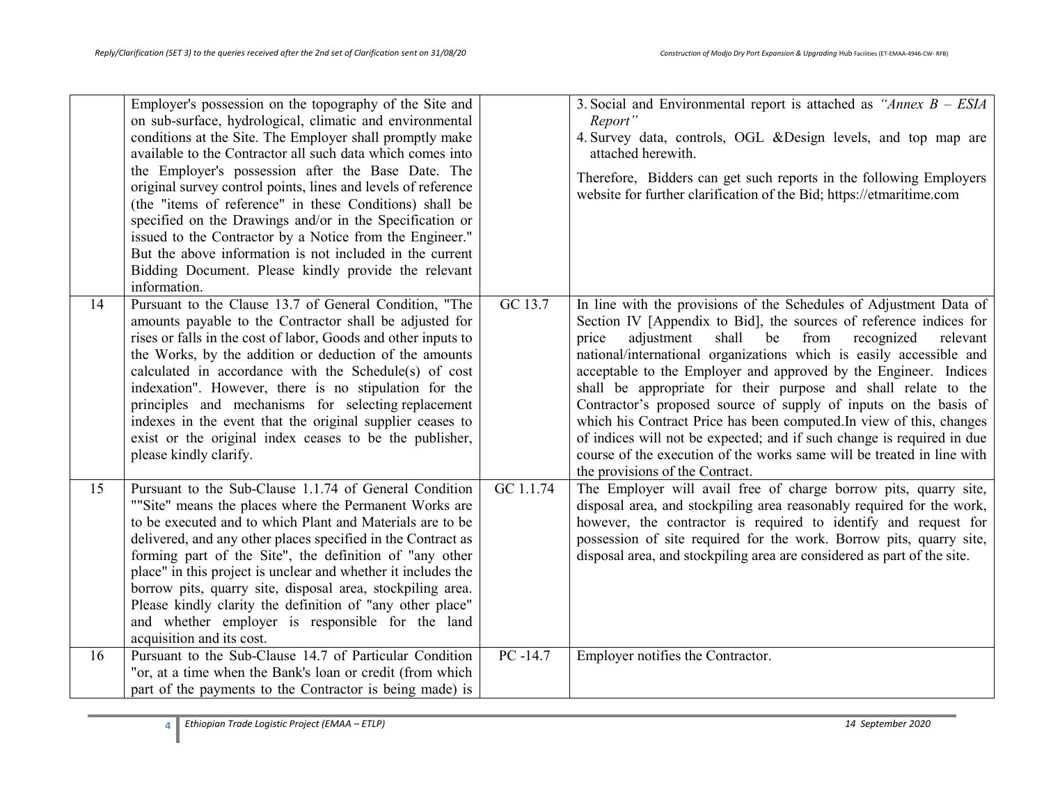| | | | |
|---|---|---|---|
| | Employer's possession on the topography of the Site and on sub-surface, hydrological, climatic and environmental conditions at the Site. The Employer shall promptly make available to the Contractor all such data which comes into the Employer's possession after the Base Date. The original survey control points, lines and levels of reference (the "items of reference" in these Conditions) shall be specified on the Drawings and/or in the Specification or issued to the Contractor by a Notice from the Engineer." But the above information is not included in the current Bidding Document. Please kindly provide the relevant information. | | 3. Social and Environmental report is attached as *"Annex B – ESIA Report"*<br>4. Survey data, controls, OGL &Design levels, and top map are attached herewith.<br><br>Therefore, Bidders can get such reports in the following Employers website for further clarification of the Bid; https://etmaritime.com |
| 14 | Pursuant to the Clause 13.7 of General Condition, "The amounts payable to the Contractor shall be adjusted for rises or falls in the cost of labor, Goods and other inputs to the Works, by the addition or deduction of the amounts calculated in accordance with the Schedule(s) of cost indexation". However, there is no stipulation for the principles and mechanisms for selecting replacement indexes in the event that the original supplier ceases to exist or the original index ceases to be the publisher, please kindly clarify. | GC 13.7 | In line with the provisions of the Schedules of Adjustment Data of Section IV [Appendix to Bid], the sources of reference indices for price adjustment shall be from recognized relevant national/international organizations which is easily accessible and acceptable to the Employer and approved by the Engineer. Indices shall be appropriate for their purpose and shall relate to the Contractor's proposed source of supply of inputs on the basis of which his Contract Price has been computed.In view of this, changes of indices will not be expected; and if such change is required in due course of the execution of the works same will be treated in line with the provisions of the Contract. |
| 15 | Pursuant to the Sub-Clause 1.1.74 of General Condition ""Site" means the places where the Permanent Works are to be executed and to which Plant and Materials are to be delivered, and any other places specified in the Contract as forming part of the Site", the definition of "any other place" in this project is unclear and whether it includes the borrow pits, quarry site, disposal area, stockpiling area. Please kindly clarity the definition of "any other place" and whether employer is responsible for the land acquisition and its cost. | GC 1.1.74 | The Employer will avail free of charge borrow pits, quarry site, disposal area, and stockpiling area reasonably required for the work, however, the contractor is required to identify and request for possession of site required for the work. Borrow pits, quarry site, disposal area, and stockpiling area are considered as part of the site. |
| 16 | Pursuant to the Sub-Clause 14.7 of Particular Condition "or, at a time when the Bank's loan or credit (from which part of the payments to the Contractor is being made) is | PC -14.7 | Employer notifies the Contractor. |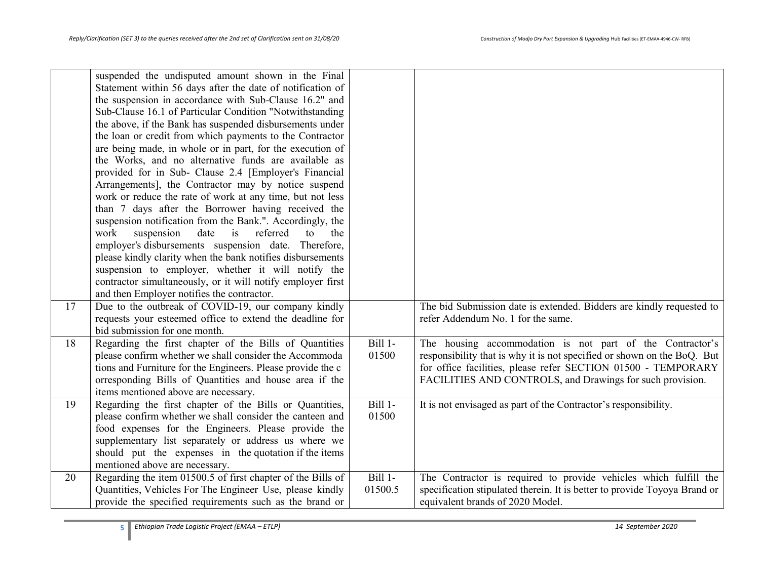| | | | |
|---|---|---|---|
| | suspended the undisputed amount shown in the Final Statement within 56 days after the date of notification of the suspension in accordance with Sub-Clause 16.2" and Sub-Clause 16.1 of Particular Condition "Notwithstanding the above, if the Bank has suspended disbursements under the loan or credit from which payments to the Contractor are being made, in whole or in part, for the execution of the Works, and no alternative funds are available as provided for in Sub- Clause 2.4 [Employer's Financial Arrangements], the Contractor may by notice suspend work or reduce the rate of work at any time, but not less than 7 days after the Borrower having received the suspension notification from the Bank.". Accordingly, the work suspension date is referred to the employer's disbursements suspension date. Therefore, please kindly clarity when the bank notifies disbursements suspension to employer, whether it will notify the contractor simultaneously, or it will notify employer first and then Employer notifies the contractor. | | |
| 17 | Due to the outbreak of COVID-19, our company kindly requests your esteemed office to extend the deadline for bid submission for one month. | | The bid Submission date is extended. Bidders are kindly requested to refer Addendum No. 1 for the same. |
| 18 | Regarding the first chapter of the Bills of Quantities please confirm whether we shall consider the Accommoda tions and Furniture for the Engineers. Please provide the c orresponding Bills of Quantities and house area if the items mentioned above are necessary. | Bill 1-01500 | The housing accommodation is not part of the Contractor's responsibility that is why it is not specified or shown on the BoQ. But for office facilities, please refer SECTION 01500 - TEMPORARY FACILITIES AND CONTROLS, and Drawings for such provision. |
| 19 | Regarding the first chapter of the Bills or Quantities, please confirm whether we shall consider the canteen and food expenses for the Engineers. Please provide the supplementary list separately or address us where we should put the expenses in the quotation if the items mentioned above are necessary. | Bill 1-01500 | It is not envisaged as part of the Contractor's responsibility. |
| 20 | Regarding the item 01500.5 of first chapter of the Bills of Quantities, Vehicles For The Engineer Use, please kindly provide the specified requirements such as the brand or | Bill 1-01500.5 | The Contractor is required to provide vehicles which fulfill the specification stipulated therein. It is better to provide Toyoya Brand or equivalent brands of 2020 Model. |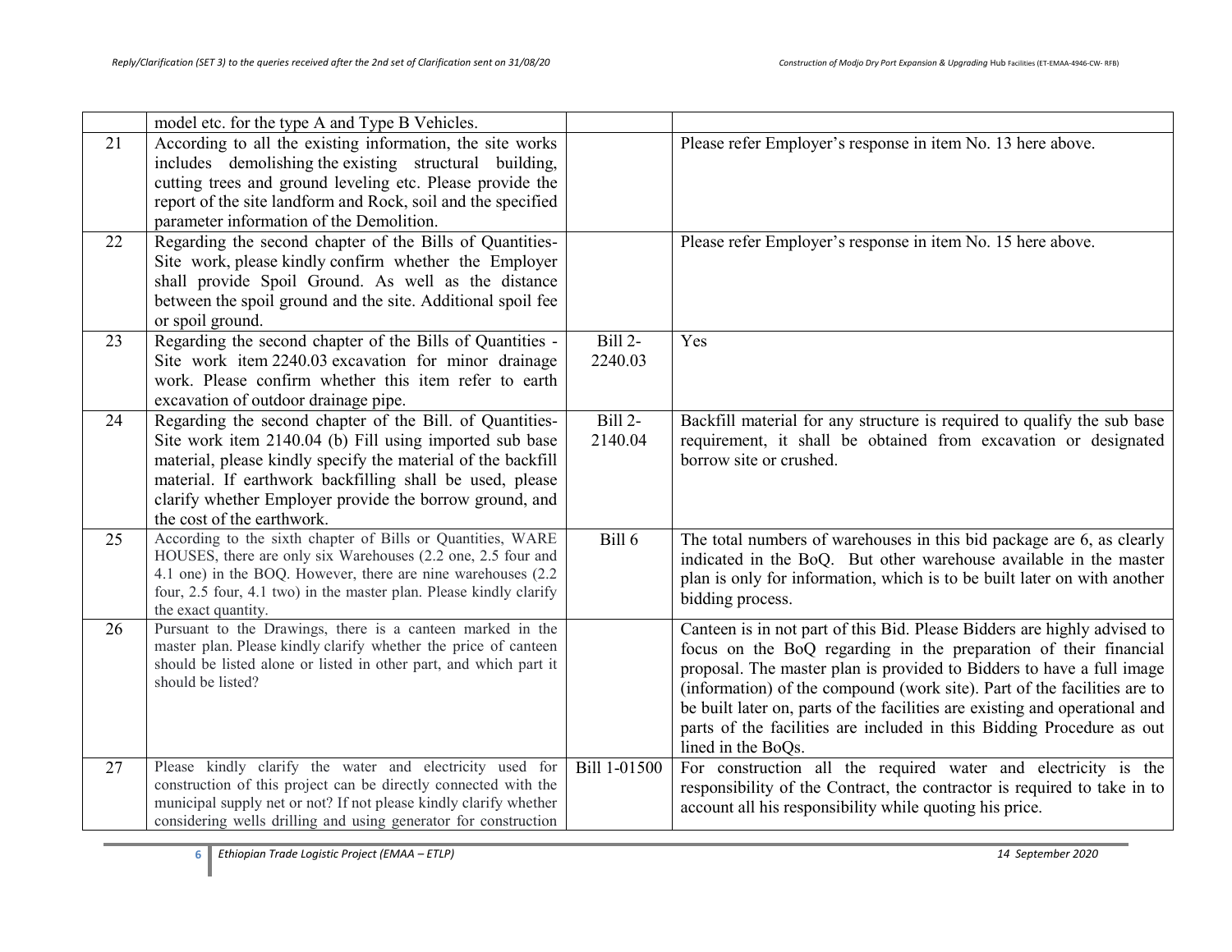| | | | |
|---|---|---|---|
| | model etc. for the type A and Type B Vehicles. | | |
| 21 | According to all the existing information, the site works includes demolishing the existing structural building, cutting trees and ground leveling etc. Please provide the report of the site landform and Rock, soil and the specified parameter information of the Demolition. | | Please refer Employer's response in item No. 13 here above. |
| 22 | Regarding the second chapter of the Bills of Quantities-Site work, please kindly confirm whether the Employer shall provide Spoil Ground. As well as the distance between the spoil ground and the site. Additional spoil fee or spoil ground. | | Please refer Employer's response in item No. 15 here above. |
| 23 | Regarding the second chapter of the Bills of Quantities - Site work item 2240.03 excavation for minor drainage work. Please confirm whether this item refer to earth excavation of outdoor drainage pipe. | Bill 2-2240.03 | Yes |
| 24 | Regarding the second chapter of the Bill. of Quantities-Site work item 2140.04 (b) Fill using imported sub base material, please kindly specify the material of the backfill material. If earthwork backfilling shall be used, please clarify whether Employer provide the borrow ground, and the cost of the earthwork. | Bill 2-2140.04 | Backfill material for any structure is required to qualify the sub base requirement, it shall be obtained from excavation or designated borrow site or crushed. |
| 25 | According to the sixth chapter of Bills or Quantities, WARE HOUSES, there are only six Warehouses (2.2 one, 2.5 four and 4.1 one) in the BOQ. However, there are nine warehouses (2.2 four, 2.5 four, 4.1 two) in the master plan. Please kindly clarify the exact quantity. | Bill 6 | The total numbers of warehouses in this bid package are 6, as clearly indicated in the BoQ. But other warehouse available in the master plan is only for information, which is to be built later on with another bidding process. |
| 26 | Pursuant to the Drawings, there is a canteen marked in the master plan. Please kindly clarify whether the price of canteen should be listed alone or listed in other part, and which part it should be listed? | | Canteen is in not part of this Bid. Please Bidders are highly advised to focus on the BoQ regarding in the preparation of their financial proposal. The master plan is provided to Bidders to have a full image (information) of the compound (work site). Part of the facilities are to be built later on, parts of the facilities are existing and operational and parts of the facilities are included in this Bidding Procedure as out lined in the BoQs. |
| 27 | Please kindly clarify the water and electricity used for construction of this project can be directly connected with the municipal supply net or not? If not please kindly clarify whether considering wells drilling and using generator for construction | Bill 1-01500 | For construction all the required water and electricity is the responsibility of the Contract, the contractor is required to take in to account all his responsibility while quoting his price. |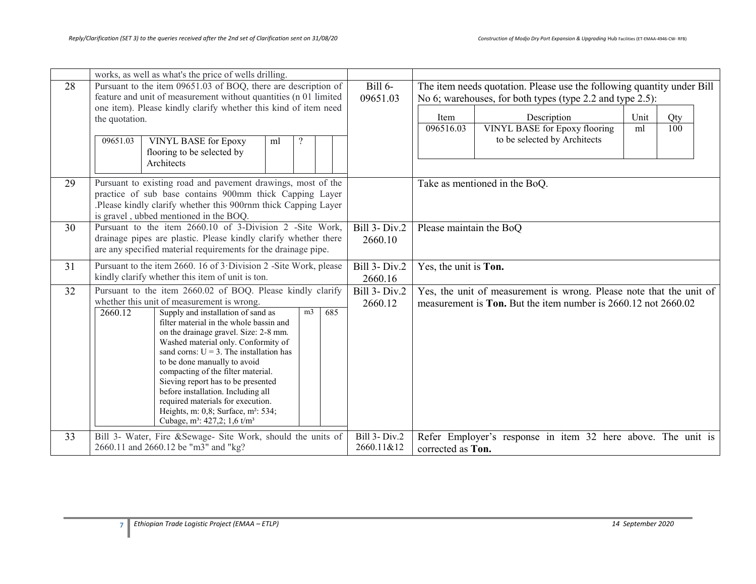| | | | |
|---|---|---|---|
| | works, as well as what's the price of wells drilling. | | |
| 28 | Pursuant to the item 09651.03 of BOQ, there are description of feature and unit of measurement without quantities (n 01 limited one item). Please kindly clarify whether this kind of item need the quotation.<br><br>09651.03 \| VINYL BASE for Epoxy flooring to be selected by Architects \| ml \| ? | Bill 6-09651.03 | The item needs quotation. Please use the following quantity under Bill No 6; warehouses, for both types (type 2.2 and type 2.5):<br><br>Item: 096516.03 \| Description: VINYL BASE for Epoxy flooring to be selected by Architects \| Unit: ml \| Qty: 100 |
| 29 | Pursuant to existing road and pavement drawings, most of the practice of sub base contains 900mm thick Capping Layer .Please kindly clarify whether this 900rnm thick Capping Layer is gravel , ubbed mentioned in the BOQ. | | Take as mentioned in the BoQ. |
| 30 | Pursuant to the item 2660.10 of 3-Division 2 -Site Work, drainage pipes are plastic. Please kindly clarify whether there are any specified material requirements for the drainage pipe. | Bill 3- Div.2 2660.10 | Please maintain the BoQ |
| 31 | Pursuant to the item 2660. 16 of 3·Division 2 -Site Work, please kindly clarify whether this item of unit is ton. | Bill 3- Div.2 2660.16 | Yes, the unit is **Ton.** |
| 32 | Pursuant to the item 2660.02 of BOQ. Please kindly clarify whether this unit of measurement is wrong.<br><br>2660.12 \| Supply and installation of sand as filter material in the whole bassin and on the drainage gravel. Size: 2-8 mm. Washed material only. Conformity of sand corns: U = 3. The installation has to be done manually to avoid compacting of the filter material. Sieving report has to be presented before installation. Including all required materials for execution. Heights, m: 0,8; Surface, m²: 534; Cubage, m³: 427,2; 1,6 t/m³ \| m3 \| 685 | Bill 3- Div.2 2660.12 | Yes, the unit of measurement is wrong. Please note that the unit of measurement is **Ton.** But the item number is 2660.12 not 2660.02 |
| 33 | Bill 3- Water, Fire &Sewage- Site Work, should the units of 2660.11 and 2660.12 be "m3" and "kg? | Bill 3- Div.2 2660.11&12 | Refer Employer's response in item 32 here above. The unit is corrected as **Ton.** |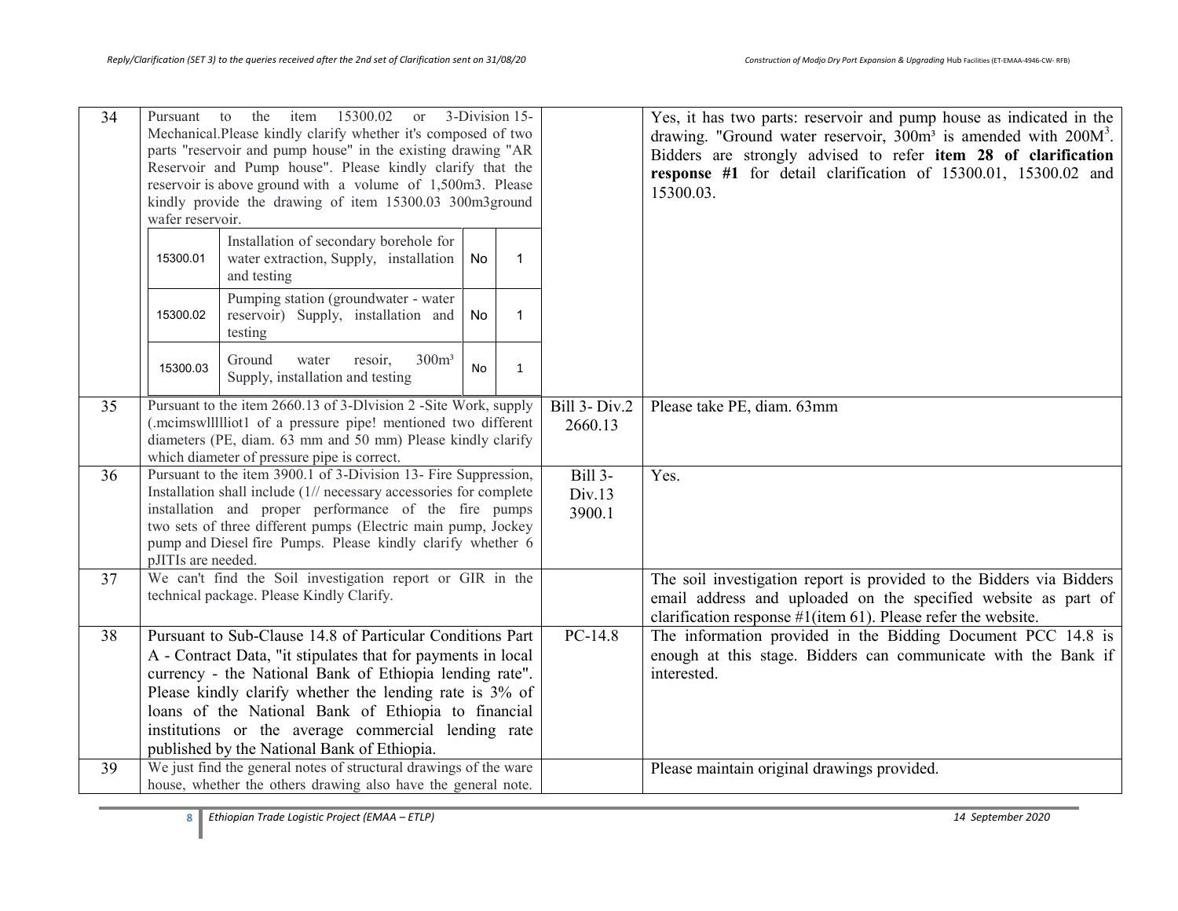| | | | |
|---|---|---|---|
| 34 | Pursuant to the item 15300.02 or 3-Division 15- Mechanical.Please kindly clarify whether it's composed of two parts "reservoir and pump house" in the existing drawing "AR Reservoir and Pump house". Please kindly clarify that the reservoir is above ground with a volume of 1,500m3. Please kindly provide the drawing of item 15300.03 300m3ground wafer reservoir.<br><br>15300.01 — Installation of secondary borehole for water extraction, Supply, installation and testing — No — 1<br>15300.02 — Pumping station (groundwater - water reservoir) Supply, installation and testing — No — 1<br>15300.03 — Ground water resoir, 300m³ Supply, installation and testing — No — 1 | | Yes, it has two parts: reservoir and pump house as indicated in the drawing. "Ground water reservoir, 300m³ is amended with 200M³. Bidders are strongly advised to refer **item 28 of clarification response #1** for detail clarification of 15300.01, 15300.02 and 15300.03. |
| 35 | Pursuant to the item 2660.13 of 3-Dlvision 2 -Site Work, supply (.mcimswllllliot1 of a pressure pipe! mentioned two different diameters (PE, diam. 63 mm and 50 mm) Please kindly clarify which diameter of pressure pipe is correct. | Bill 3- Div.2 2660.13 | Please take PE, diam. 63mm |
| 36 | Pursuant to the item 3900.1 of 3-Division 13- Fire Suppression, Installation shall include (1// necessary accessories for complete installation and proper performance of the fire pumps two sets of three different pumps (Electric main pump, Jockey pump and Diesel fire Pumps. Please kindly clarify whether 6 pJITIs are needed. | Bill 3- Div.13 3900.1 | Yes. |
| 37 | We can't find the Soil investigation report or GIR in the technical package. Please Kindly Clarify. | | The soil investigation report is provided to the Bidders via Bidders email address and uploaded on the specified website as part of clarification response #1(item 61). Please refer the website. |
| 38 | Pursuant to Sub-Clause 14.8 of Particular Conditions Part A - Contract Data, "it stipulates that for payments in local currency - the National Bank of Ethiopia lending rate". Please kindly clarify whether the lending rate is 3% of loans of the National Bank of Ethiopia to financial institutions or the average commercial lending rate published by the National Bank of Ethiopia. | PC-14.8 | The information provided in the Bidding Document PCC 14.8 is enough at this stage. Bidders can communicate with the Bank if interested. |
| 39 | We just find the general notes of structural drawings of the ware house, whether the others drawing also have the general note. | | Please maintain original drawings provided. |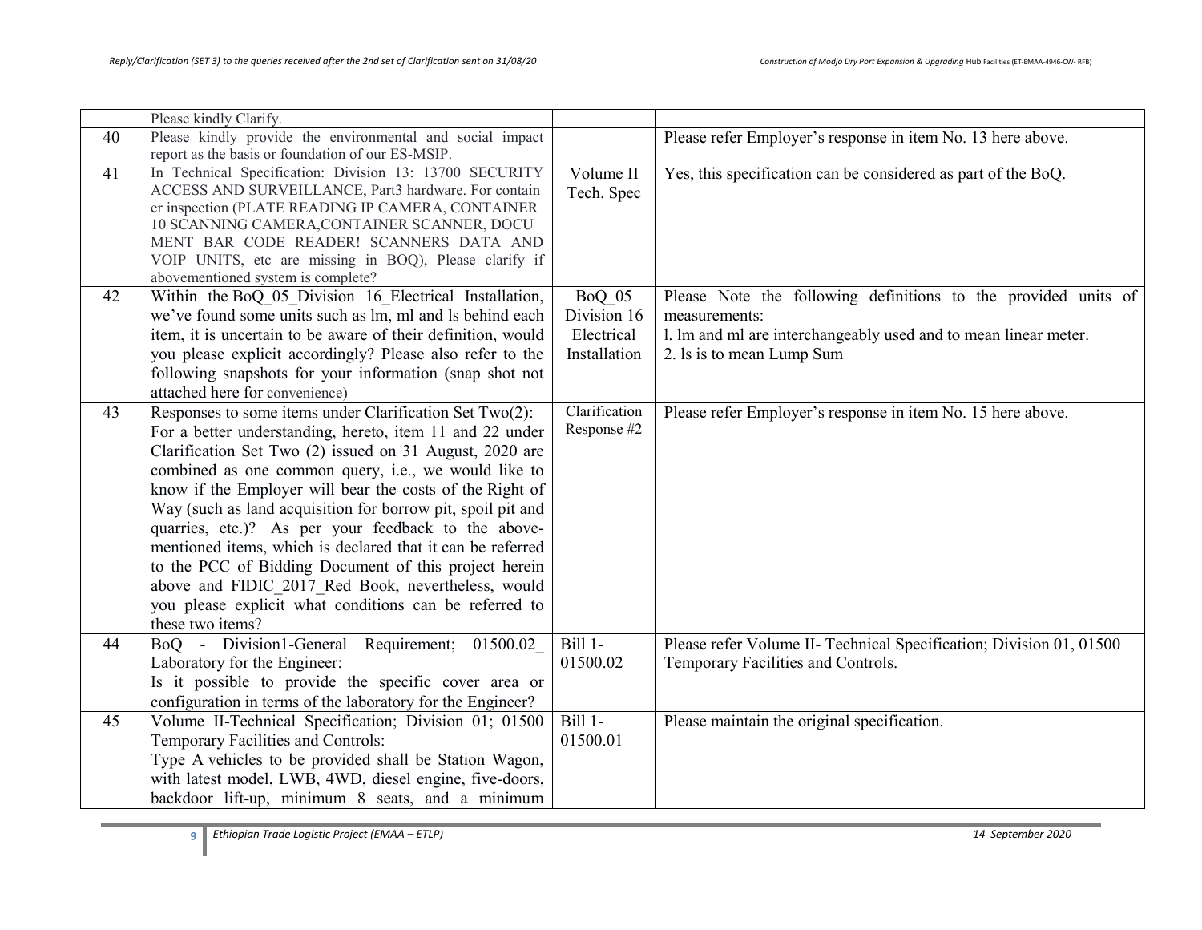| | | | |
|---|---|---|---|
| | Please kindly Clarify. | | |
| 40 | Please kindly provide the environmental and social impact report as the basis or foundation of our ES-MSIP. | | Please refer Employer's response in item No. 13 here above. |
| 41 | In Technical Specification: Division 13: 13700 SECURITY ACCESS AND SURVEILLANCE, Part3 hardware. For contain er inspection (PLATE READING IP CAMERA, CONTAINER 10 SCANNING CAMERA,CONTAINER SCANNER, DOCU MENT BAR CODE READER! SCANNERS DATA AND VOIP UNITS, etc are missing in BOQ), Please clarify if abovementioned system is complete? | Volume II Tech. Spec | Yes, this specification can be considered as part of the BoQ. |
| 42 | Within the BoQ_05_Division 16_Electrical Installation, we've found some units such as lm, ml and ls behind each item, it is uncertain to be aware of their definition, would you please explicit accordingly? Please also refer to the following snapshots for your information (snap shot not attached here for convenience) | BoQ_05 Division 16 Electrical Installation | Please Note the following definitions to the provided units of measurements:<br>l. lm and ml are interchangeably used and to mean linear meter.<br>2. ls is to mean Lump Sum |
| 43 | Responses to some items under Clarification Set Two(2): For a better understanding, hereto, item 11 and 22 under Clarification Set Two (2) issued on 31 August, 2020 are combined as one common query, i.e., we would like to know if the Employer will bear the costs of the Right of Way (such as land acquisition for borrow pit, spoil pit and quarries, etc.)? As per your feedback to the above-mentioned items, which is declared that it can be referred to the PCC of Bidding Document of this project herein above and FIDIC_2017_Red Book, nevertheless, would you please explicit what conditions can be referred to these two items? | Clarification Response #2 | Please refer Employer's response in item No. 15 here above. |
| 44 | BoQ - Division1-General Requirement; 01500.02_ Laboratory for the Engineer:<br>Is it possible to provide the specific cover area or configuration in terms of the laboratory for the Engineer? | Bill 1- 01500.02 | Please refer Volume II- Technical Specification; Division 01, 01500 Temporary Facilities and Controls. |
| 45 | Volume II-Technical Specification; Division 01; 01500 Temporary Facilities and Controls:<br>Type A vehicles to be provided shall be Station Wagon, with latest model, LWB, 4WD, diesel engine, five-doors, backdoor lift-up, minimum 8 seats, and a minimum | Bill 1- 01500.01 | Please maintain the original specification. |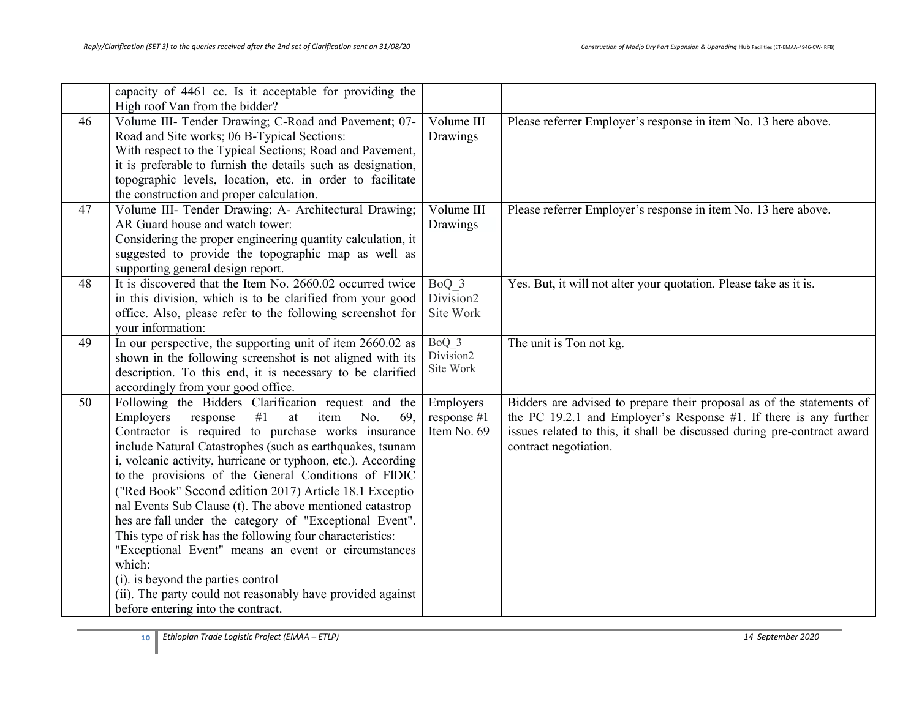|  |  |  |  |
|---|---|---|---|
|  | capacity of 4461 cc. Is it acceptable for providing the High roof Van from the bidder? |  |  |
| 46 | Volume III- Tender Drawing; C-Road and Pavement; 07-Road and Site works; 06 B-Typical Sections:<br>With respect to the Typical Sections; Road and Pavement, it is preferable to furnish the details such as designation, topographic levels, location, etc. in order to facilitate the construction and proper calculation. | Volume III Drawings | Please referrer Employer's response in item No. 13 here above. |
| 47 | Volume III- Tender Drawing; A- Architectural Drawing; AR Guard house and watch tower:<br>Considering the proper engineering quantity calculation, it suggested to provide the topographic map as well as supporting general design report. | Volume III Drawings | Please referrer Employer's response in item No. 13 here above. |
| 48 | It is discovered that the Item No. 2660.02 occurred twice in this division, which is to be clarified from your good office. Also, please refer to the following screenshot for your information: | BoQ_3 Division2 Site Work | Yes. But, it will not alter your quotation. Please take as it is. |
| 49 | In our perspective, the supporting unit of item 2660.02 as shown in the following screenshot is not aligned with its description. To this end, it is necessary to be clarified accordingly from your good office. | BoQ_3 Division2 Site Work | The unit is Ton not kg. |
| 50 | Following the Bidders Clarification request and the Employers response #1 at item No. 69, Contractor is required to purchase works insurance include Natural Catastrophes (such as earthquakes, tsunam i, volcanic activity, hurricane or typhoon, etc.). According to the provisions of the General Conditions of FIDIC ("Red Book" Second edition 2017) Article 18.1 Exceptio nal Events Sub Clause (t). The above mentioned catastrop hes are fall under the category of "Exceptional Event". This type of risk has the following four characteristics:<br>"Exceptional Event" means an event or circumstances which:<br>(i). is beyond the parties control<br>(ii). The party could not reasonably have provided against before entering into the contract. | Employers response #1 Item No. 69 | Bidders are advised to prepare their proposal as of the statements of the PC 19.2.1 and Employer's Response #1. If there is any further issues related to this, it shall be discussed during pre-contract award contract negotiation. |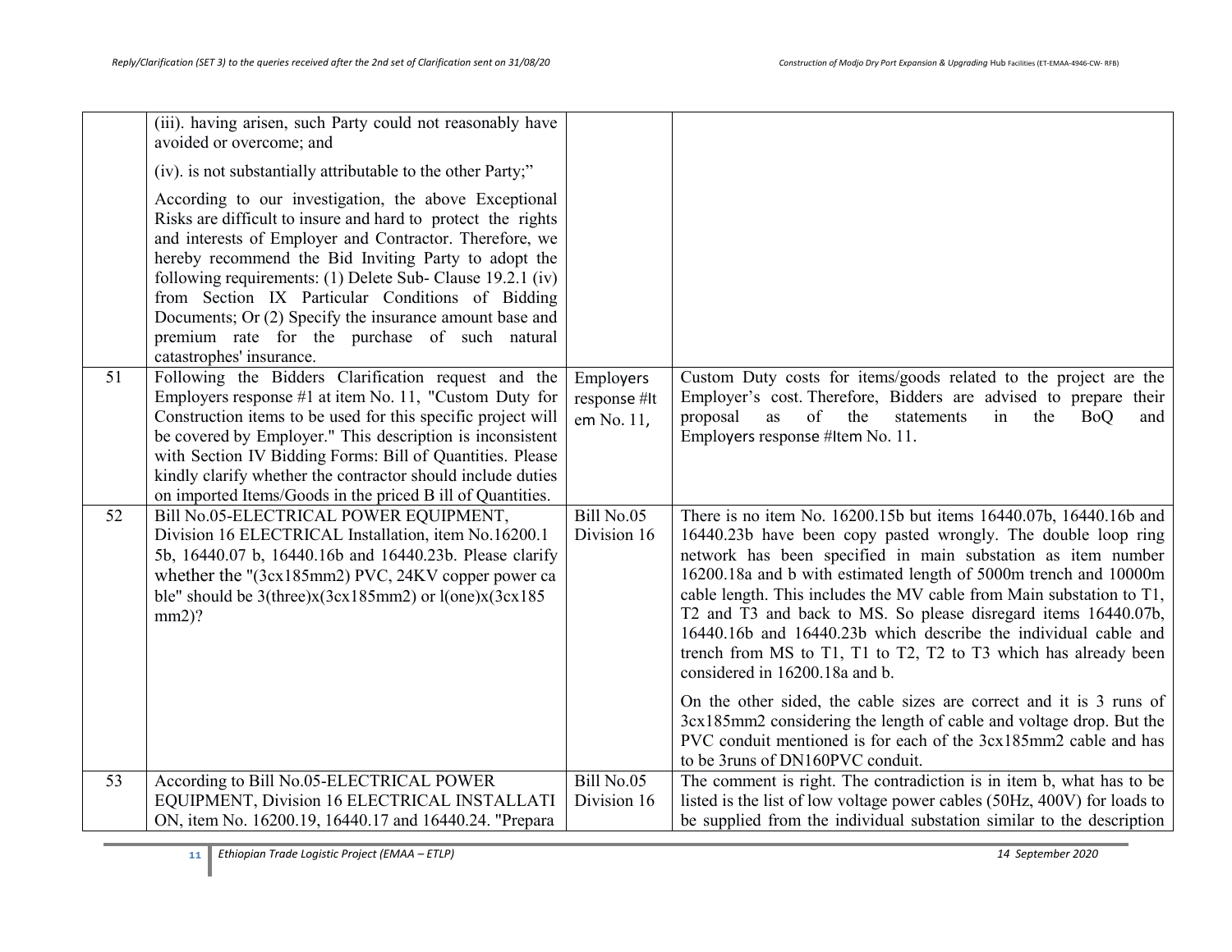| | | | |
|---|---|---|---|
| | (iii). having arisen, such Party could not reasonably have avoided or overcome; and<br><br>(iv). is not substantially attributable to the other Party;"<br><br>According to our investigation, the above Exceptional Risks are difficult to insure and hard to protect the rights and interests of Employer and Contractor. Therefore, we hereby recommend the Bid Inviting Party to adopt the following requirements: (1) Delete Sub- Clause 19.2.1 (iv) from Section IX Particular Conditions of Bidding Documents; Or (2) Specify the insurance amount base and premium rate for the purchase of such natural catastrophes' insurance. | | |
| 51 | Following the Bidders Clarification request and the Employers response #1 at item No. 11, "Custom Duty for Construction items to be used for this specific project will be covered by Employer." This description is inconsistent with Section IV Bidding Forms: Bill of Quantities. Please kindly clarify whether the contractor should include duties on imported Items/Goods in the priced B ill of Quantities. | Employers response #It em No. 11, | Custom Duty costs for items/goods related to the project are the Employer's cost. Therefore, Bidders are advised to prepare their proposal as of the statements in the BoQ and Employers response #Item No. 11. |
| 52 | Bill No.05-ELECTRICAL POWER EQUIPMENT, Division 16 ELECTRICAL Installation, item No.16200.1 5b, 16440.07 b, 16440.16b and 16440.23b. Please clarify whether the "(3cx185mm2) PVC, 24KV copper power ca ble" should be 3(three)x(3cx185mm2) or l(one)x(3cx185 mm2)? | Bill No.05 Division 16 | There is no item No. 16200.15b but items 16440.07b, 16440.16b and 16440.23b have been copy pasted wrongly. The double loop ring network has been specified in main substation as item number 16200.18a and b with estimated length of 5000m trench and 10000m cable length. This includes the MV cable from Main substation to T1, T2 and T3 and back to MS. So please disregard items 16440.07b, 16440.16b and 16440.23b which describe the individual cable and trench from MS to T1, T1 to T2, T2 to T3 which has already been considered in 16200.18a and b.<br><br>On the other sided, the cable sizes are correct and it is 3 runs of 3cx185mm2 considering the length of cable and voltage drop. But the PVC conduit mentioned is for each of the 3cx185mm2 cable and has to be 3runs of DN160PVC conduit. |
| 53 | According to Bill No.05-ELECTRICAL POWER EQUIPMENT, Division 16 ELECTRICAL INSTALLATI ON, item No. 16200.19, 16440.17 and 16440.24. "Prepara | Bill No.05 Division 16 | The comment is right. The contradiction is in item b, what has to be listed is the list of low voltage power cables (50Hz, 400V) for loads to be supplied from the individual substation similar to the description |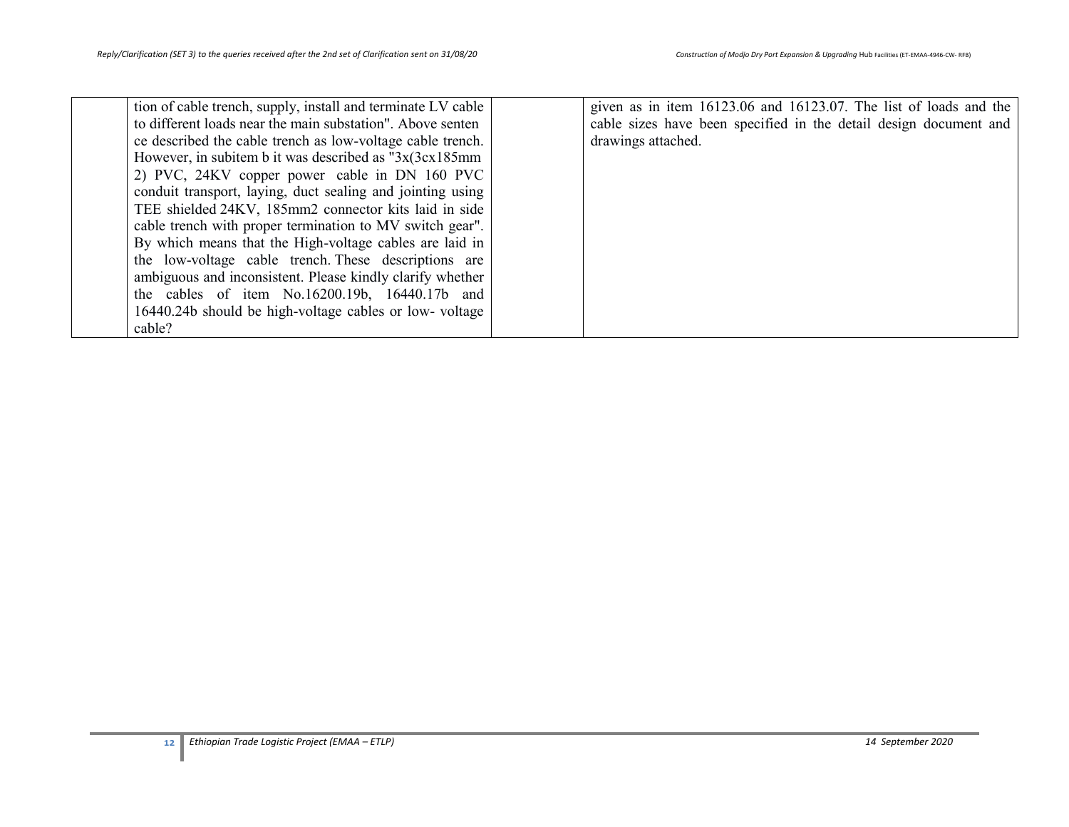| | | | |
|---|---|---|---|
| | tion of cable trench, supply, install and terminate LV cable to different loads near the main substation". Above sentence described the cable trench as low-voltage cable trench. However, in subitem b it was described as "3x(3cx185mm2) PVC, 24KV copper power cable in DN 160 PVC conduit transport, laying, duct sealing and jointing using TEE shielded 24KV, 185mm2 connector kits laid in side cable trench with proper termination to MV switch gear". By which means that the High-voltage cables are laid in the low-voltage cable trench. These descriptions are ambiguous and inconsistent. Please kindly clarify whether the cables of item No.16200.19b, 16440.17b and 16440.24b should be high-voltage cables or low- voltage cable? | | given as in item 16123.06 and 16123.07. The list of loads and the cable sizes have been specified in the detail design document and drawings attached. |